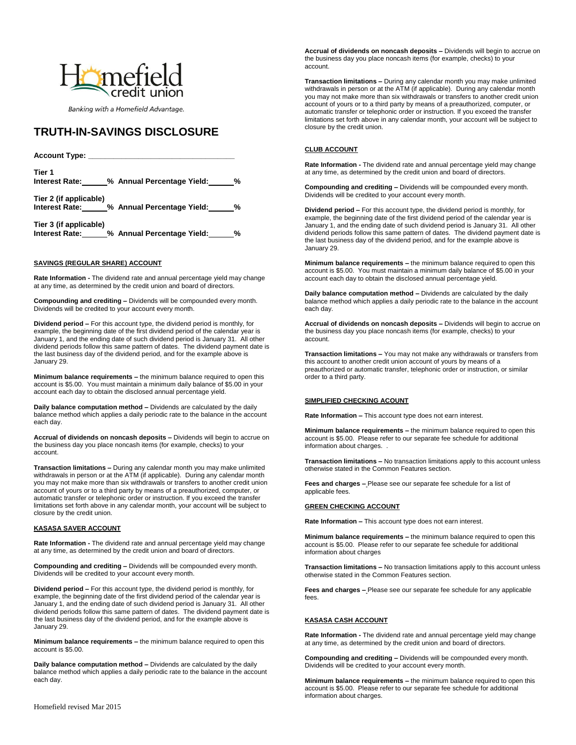Homefield credit union

*Banking with a Homefield Advantage.*

# TRUTH-IN-SAVINGS DISCLOSURE

**Account Type: \_\_\_\_\_\_\_\_\_\_\_\_\_\_\_\_\_\_\_\_\_\_\_\_\_\_\_\_\_\_\_\_\_\_\_**

**Tier 1**
**Interest Rate:\_\_\_\_\_\_% Annual Percentage Yield:\_\_\_\_\_\_%**

**Tier 2 (if applicable)**
**Interest Rate:\_\_\_\_\_\_% Annual Percentage Yield:\_\_\_\_\_\_%**

**Tier 3 (if applicable)**
**Interest Rate:\_\_\_\_\_\_% Annual Percentage Yield:\_\_\_\_\_\_%**

## SAVINGS (REGULAR SHARE) ACCOUNT

**Rate Information -** The dividend rate and annual percentage yield may change at any time, as determined by the credit union and board of directors.

**Compounding and crediting –** Dividends will be compounded every month. Dividends will be credited to your account every month.

**Dividend period –** For this account type, the dividend period is monthly, for example, the beginning date of the first dividend period of the calendar year is January 1, and the ending date of such dividend period is January 31. All other dividend periods follow this same pattern of dates. The dividend payment date is the last business day of the dividend period, and for the example above is January 29.

**Minimum balance requirements –** the minimum balance required to open this account is $5.00. You must maintain a minimum daily balance of $5.00 in your account each day to obtain the disclosed annual percentage yield.

**Daily balance computation method –** Dividends are calculated by the daily balance method which applies a daily periodic rate to the balance in the account each day.

**Accrual of dividends on noncash deposits –** Dividends will begin to accrue on the business day you place noncash items (for example, checks) to your account.

**Transaction limitations –** During any calendar month you may make unlimited withdrawals in person or at the ATM (if applicable). During any calendar month you may not make more than six withdrawals or transfers to another credit union account of yours or to a third party by means of a preauthorized, computer, or automatic transfer or telephonic order or instruction. If you exceed the transfer limitations set forth above in any calendar month, your account will be subject to closure by the credit union.

## KASASA SAVER ACCOUNT

**Rate Information -** The dividend rate and annual percentage yield may change at any time, as determined by the credit union and board of directors.

**Compounding and crediting –** Dividends will be compounded every month. Dividends will be credited to your account every month.

**Dividend period –** For this account type, the dividend period is monthly, for example, the beginning date of the first dividend period of the calendar year is January 1, and the ending date of such dividend period is January 31. All other dividend periods follow this same pattern of dates. The dividend payment date is the last business day of the dividend period, and for the example above is January 29.

**Minimum balance requirements –** the minimum balance required to open this account is $5.00.

**Daily balance computation method –** Dividends are calculated by the daily balance method which applies a daily periodic rate to the balance in the account each day.

**Accrual of dividends on noncash deposits –** Dividends will begin to accrue on the business day you place noncash items (for example, checks) to your account.

**Transaction limitations –** During any calendar month you may make unlimited withdrawals in person or at the ATM (if applicable). During any calendar month you may not make more than six withdrawals or transfers to another credit union account of yours or to a third party by means of a preauthorized, computer, or automatic transfer or telephonic order or instruction. If you exceed the transfer limitations set forth above in any calendar month, your account will be subject to closure by the credit union.

## CLUB ACCOUNT

**Rate Information -** The dividend rate and annual percentage yield may change at any time, as determined by the credit union and board of directors.

**Compounding and crediting –** Dividends will be compounded every month. Dividends will be credited to your account every month.

**Dividend period –** For this account type, the dividend period is monthly, for example, the beginning date of the first dividend period of the calendar year is January 1, and the ending date of such dividend period is January 31. All other dividend periods follow this same pattern of dates. The dividend payment date is the last business day of the dividend period, and for the example above is January 29.

**Minimum balance requirements –** the minimum balance required to open this account is $5.00. You must maintain a minimum daily balance of $5.00 in your account each day to obtain the disclosed annual percentage yield.

**Daily balance computation method –** Dividends are calculated by the daily balance method which applies a daily periodic rate to the balance in the account each day.

**Accrual of dividends on noncash deposits –** Dividends will begin to accrue on the business day you place noncash items (for example, checks) to your account.

**Transaction limitations –** You may not make any withdrawals or transfers from this account to another credit union account of yours by means of a preauthorized or automatic transfer, telephonic order or instruction, or similar order to a third party.

## SIMPLIFIED CHECKING ACOUNT

**Rate Information –** This account type does not earn interest.

**Minimum balance requirements –** the minimum balance required to open this account is $5.00. Please refer to our separate fee schedule for additional information about charges. .

**Transaction limitations –** No transaction limitations apply to this account unless otherwise stated in the Common Features section.

**Fees and charges –** Please see our separate fee schedule for a list of applicable fees.

## GREEN CHECKING ACCOUNT

**Rate Information –** This account type does not earn interest.

**Minimum balance requirements –** the minimum balance required to open this account is $5.00. Please refer to our separate fee schedule for additional information about charges

**Transaction limitations –** No transaction limitations apply to this account unless otherwise stated in the Common Features section.

**Fees and charges –** Please see our separate fee schedule for any applicable fees.

## KASASA CASH ACCOUNT

**Rate Information -** The dividend rate and annual percentage yield may change at any time, as determined by the credit union and board of directors.

**Compounding and crediting –** Dividends will be compounded every month. Dividends will be credited to your account every month.

**Minimum balance requirements –** the minimum balance required to open this account is $5.00. Please refer to our separate fee schedule for additional information about charges.

Homefield revised Mar 2015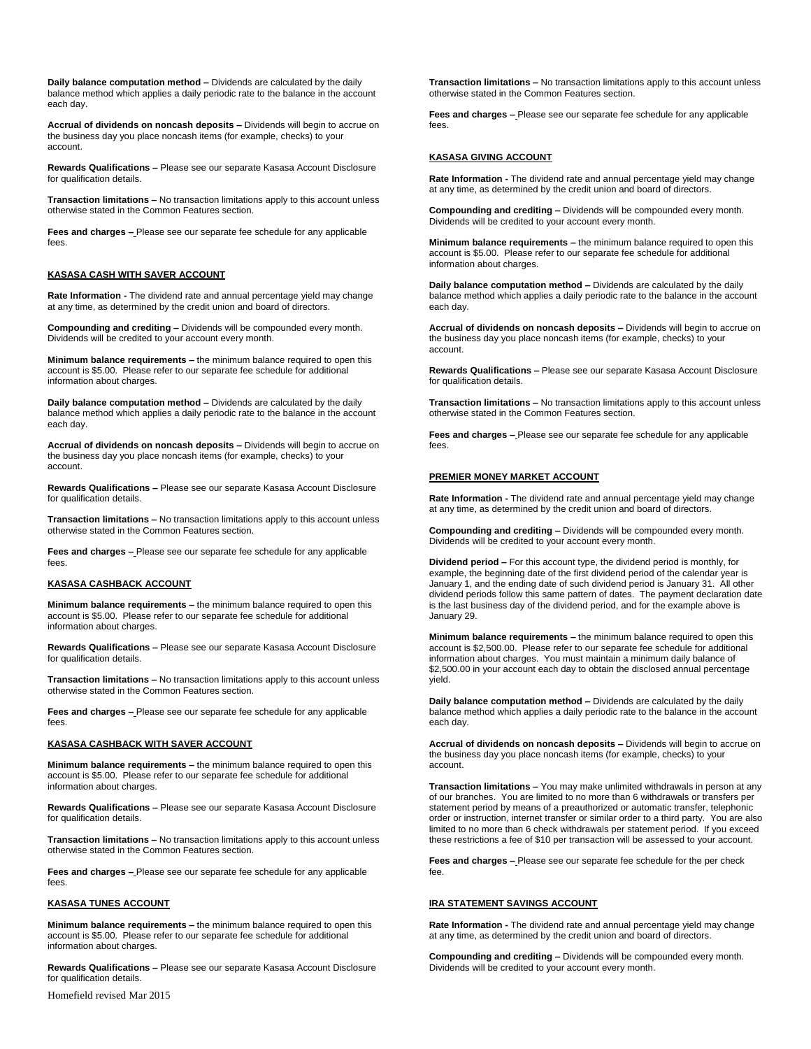**Daily balance computation method –** Dividends are calculated by the daily balance method which applies a daily periodic rate to the balance in the account each day.

**Accrual of dividends on noncash deposits –** Dividends will begin to accrue on the business day you place noncash items (for example, checks) to your account.

**Rewards Qualifications –** Please see our separate Kasasa Account Disclosure for qualification details.

**Transaction limitations –** No transaction limitations apply to this account unless otherwise stated in the Common Features section.

**Fees and charges –** Please see our separate fee schedule for any applicable fees.

## KASASA CASH WITH SAVER ACCOUNT

**Rate Information -** The dividend rate and annual percentage yield may change at any time, as determined by the credit union and board of directors.

**Compounding and crediting –** Dividends will be compounded every month. Dividends will be credited to your account every month.

**Minimum balance requirements –** the minimum balance required to open this account is $5.00. Please refer to our separate fee schedule for additional information about charges.

**Daily balance computation method –** Dividends are calculated by the daily balance method which applies a daily periodic rate to the balance in the account each day.

**Accrual of dividends on noncash deposits –** Dividends will begin to accrue on the business day you place noncash items (for example, checks) to your account.

**Rewards Qualifications –** Please see our separate Kasasa Account Disclosure for qualification details.

**Transaction limitations –** No transaction limitations apply to this account unless otherwise stated in the Common Features section.

**Fees and charges –** Please see our separate fee schedule for any applicable fees.

## KASASA CASHBACK ACCOUNT

**Minimum balance requirements –** the minimum balance required to open this account is $5.00. Please refer to our separate fee schedule for additional information about charges.

**Rewards Qualifications –** Please see our separate Kasasa Account Disclosure for qualification details.

**Transaction limitations –** No transaction limitations apply to this account unless otherwise stated in the Common Features section.

**Fees and charges –** Please see our separate fee schedule for any applicable fees.

## KASASA CASHBACK WITH SAVER ACCOUNT

**Minimum balance requirements –** the minimum balance required to open this account is $5.00. Please refer to our separate fee schedule for additional information about charges.

**Rewards Qualifications –** Please see our separate Kasasa Account Disclosure for qualification details.

**Transaction limitations –** No transaction limitations apply to this account unless otherwise stated in the Common Features section.

**Fees and charges –** Please see our separate fee schedule for any applicable fees.

## KASASA TUNES ACCOUNT

**Minimum balance requirements –** the minimum balance required to open this account is $5.00. Please refer to our separate fee schedule for additional information about charges.

**Rewards Qualifications –** Please see our separate Kasasa Account Disclosure for qualification details.

**Transaction limitations –** No transaction limitations apply to this account unless otherwise stated in the Common Features section.

**Fees and charges –** Please see our separate fee schedule for any applicable fees.

## KASASA GIVING ACCOUNT

**Rate Information -** The dividend rate and annual percentage yield may change at any time, as determined by the credit union and board of directors.

**Compounding and crediting –** Dividends will be compounded every month. Dividends will be credited to your account every month.

**Minimum balance requirements –** the minimum balance required to open this account is $5.00. Please refer to our separate fee schedule for additional information about charges.

**Daily balance computation method –** Dividends are calculated by the daily balance method which applies a daily periodic rate to the balance in the account each day.

**Accrual of dividends on noncash deposits –** Dividends will begin to accrue on the business day you place noncash items (for example, checks) to your account.

**Rewards Qualifications –** Please see our separate Kasasa Account Disclosure for qualification details.

**Transaction limitations –** No transaction limitations apply to this account unless otherwise stated in the Common Features section.

**Fees and charges –** Please see our separate fee schedule for any applicable fees.

## PREMIER MONEY MARKET ACCOUNT

**Rate Information -** The dividend rate and annual percentage yield may change at any time, as determined by the credit union and board of directors.

**Compounding and crediting –** Dividends will be compounded every month. Dividends will be credited to your account every month.

**Dividend period –** For this account type, the dividend period is monthly, for example, the beginning date of the first dividend period of the calendar year is January 1, and the ending date of such dividend period is January 31. All other dividend periods follow this same pattern of dates. The payment declaration date is the last business day of the dividend period, and for the example above is January 29.

**Minimum balance requirements –** the minimum balance required to open this account is $2,500.00. Please refer to our separate fee schedule for additional information about charges. You must maintain a minimum daily balance of $2,500.00 in your account each day to obtain the disclosed annual percentage yield.

**Daily balance computation method –** Dividends are calculated by the daily balance method which applies a daily periodic rate to the balance in the account each day.

**Accrual of dividends on noncash deposits –** Dividends will begin to accrue on the business day you place noncash items (for example, checks) to your account.

**Transaction limitations –** You may make unlimited withdrawals in person at any of our branches. You are limited to no more than 6 withdrawals or transfers per statement period by means of a preauthorized or automatic transfer, telephonic order or instruction, internet transfer or similar order to a third party. You are also limited to no more than 6 check withdrawals per statement period. If you exceed these restrictions a fee of $10 per transaction will be assessed to your account.

**Fees and charges –** Please see our separate fee schedule for the per check fee.

## IRA STATEMENT SAVINGS ACCOUNT

**Rate Information -** The dividend rate and annual percentage yield may change at any time, as determined by the credit union and board of directors.

**Compounding and crediting –** Dividends will be compounded every month. Dividends will be credited to your account every month.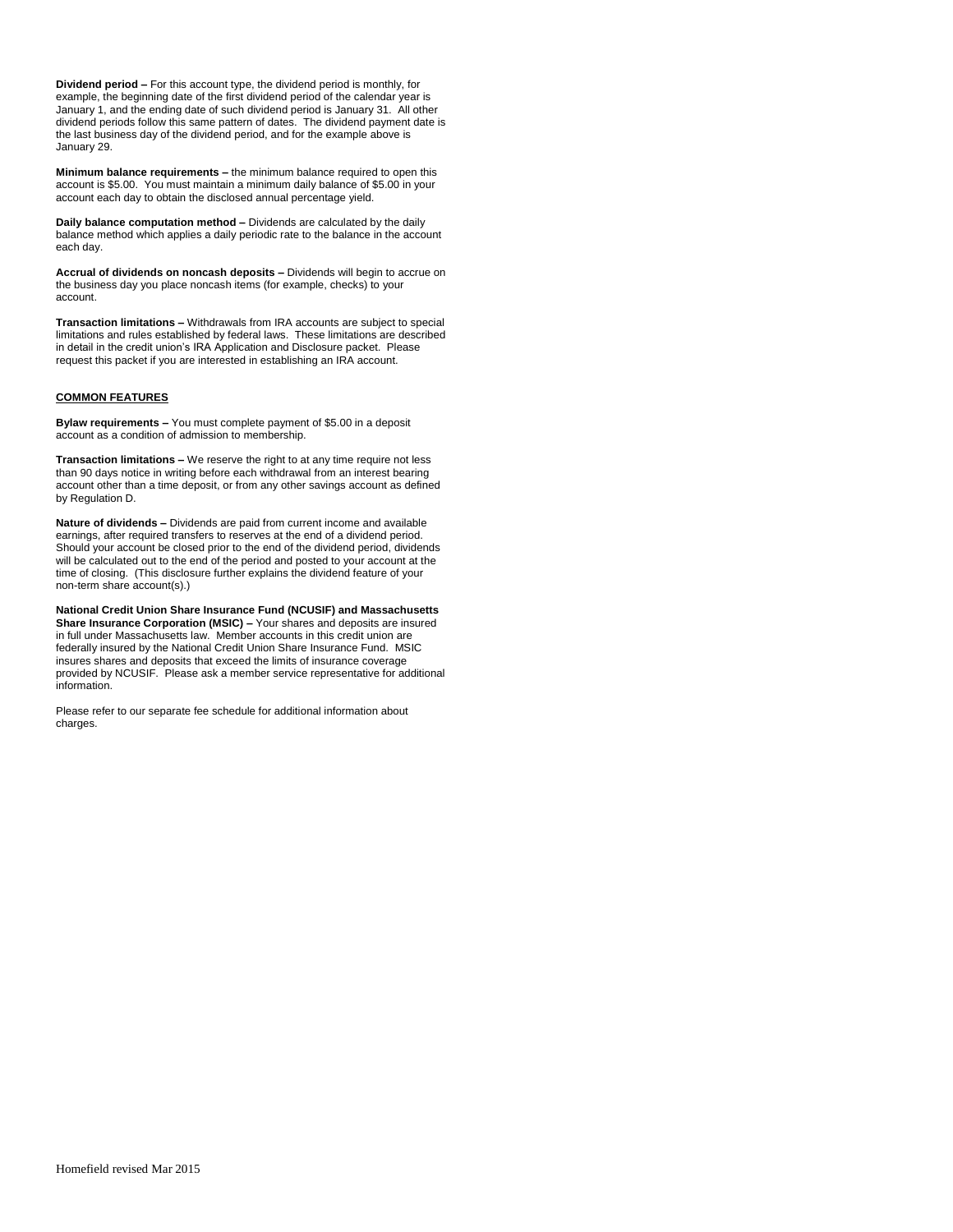**Dividend period –** For this account type, the dividend period is monthly, for example, the beginning date of the first dividend period of the calendar year is January 1, and the ending date of such dividend period is January 31. All other dividend periods follow this same pattern of dates. The dividend payment date is the last business day of the dividend period, and for the example above is January 29.

**Minimum balance requirements –** the minimum balance required to open this account is $5.00. You must maintain a minimum daily balance of $5.00 in your account each day to obtain the disclosed annual percentage yield.

**Daily balance computation method –** Dividends are calculated by the daily balance method which applies a daily periodic rate to the balance in the account each day.

**Accrual of dividends on noncash deposits –** Dividends will begin to accrue on the business day you place noncash items (for example, checks) to your account.

**Transaction limitations –** Withdrawals from IRA accounts are subject to special limitations and rules established by federal laws. These limitations are described in detail in the credit union's IRA Application and Disclosure packet. Please request this packet if you are interested in establishing an IRA account.

## COMMON FEATURES

**Bylaw requirements –** You must complete payment of $5.00 in a deposit account as a condition of admission to membership.

**Transaction limitations –** We reserve the right to at any time require not less than 90 days notice in writing before each withdrawal from an interest bearing account other than a time deposit, or from any other savings account as defined by Regulation D.

**Nature of dividends –** Dividends are paid from current income and available earnings, after required transfers to reserves at the end of a dividend period. Should your account be closed prior to the end of the dividend period, dividends will be calculated out to the end of the period and posted to your account at the time of closing. (This disclosure further explains the dividend feature of your non-term share account(s).)

**National Credit Union Share Insurance Fund (NCUSIF) and Massachusetts Share Insurance Corporation (MSIC) –** Your shares and deposits are insured in full under Massachusetts law. Member accounts in this credit union are federally insured by the National Credit Union Share Insurance Fund. MSIC insures shares and deposits that exceed the limits of insurance coverage provided by NCUSIF. Please ask a member service representative for additional information.

Please refer to our separate fee schedule for additional information about charges.

Homefield revised Mar 2015